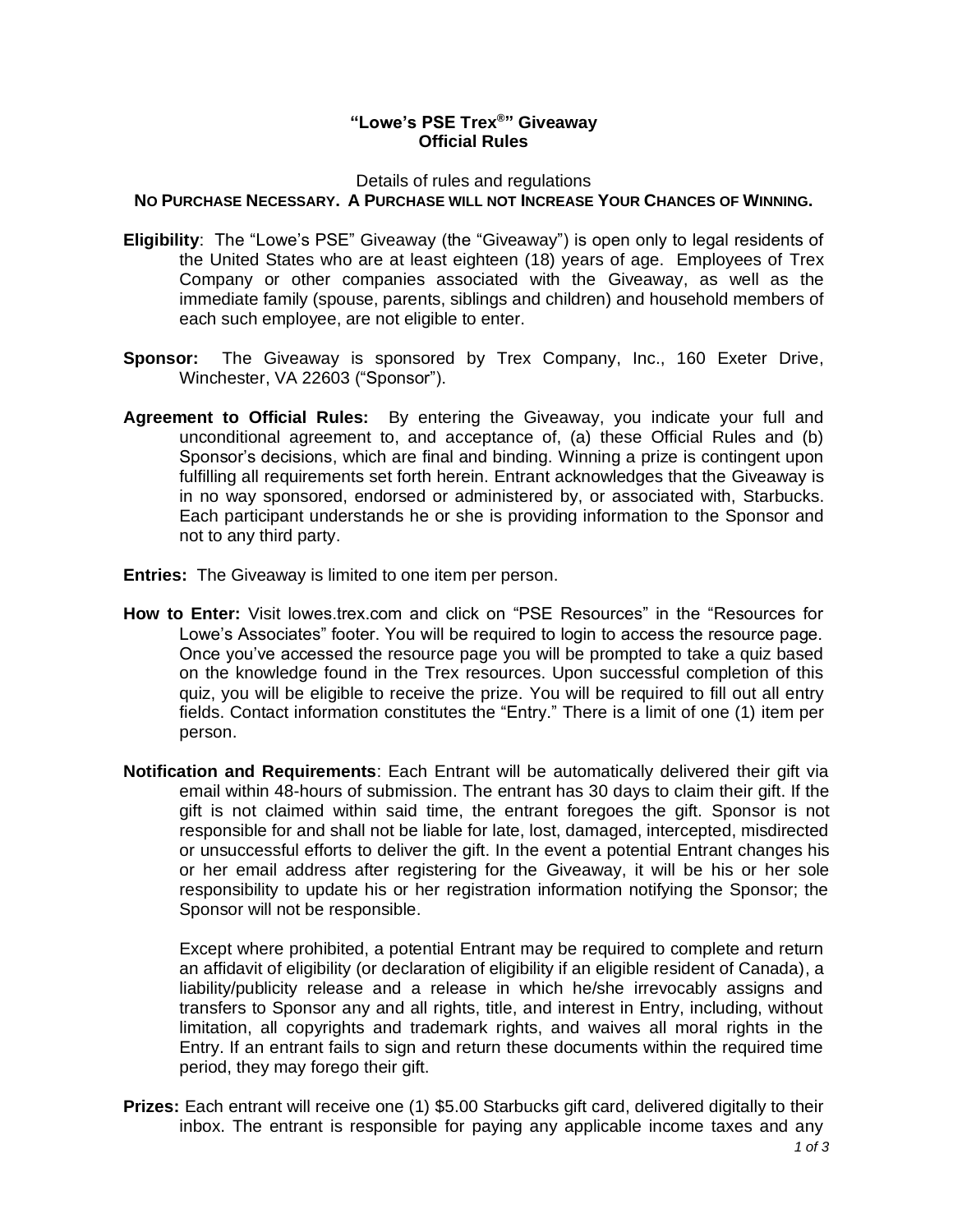# "Lowe's PSE Trex®" Giveaway
## Official Rules

Details of rules and regulations

**NO PURCHASE NECESSARY. A PURCHASE WILL NOT INCREASE YOUR CHANCES OF WINNING.**

**Eligibility**: The "Lowe's PSE" Giveaway (the "Giveaway") is open only to legal residents of the United States who are at least eighteen (18) years of age. Employees of Trex Company or other companies associated with the Giveaway, as well as the immediate family (spouse, parents, siblings and children) and household members of each such employee, are not eligible to enter.

**Sponsor:** The Giveaway is sponsored by Trex Company, Inc., 160 Exeter Drive, Winchester, VA 22603 ("Sponsor").

**Agreement to Official Rules:** By entering the Giveaway, you indicate your full and unconditional agreement to, and acceptance of, (a) these Official Rules and (b) Sponsor's decisions, which are final and binding. Winning a prize is contingent upon fulfilling all requirements set forth herein. Entrant acknowledges that the Giveaway is in no way sponsored, endorsed or administered by, or associated with, Starbucks. Each participant understands he or she is providing information to the Sponsor and not to any third party.

**Entries:** The Giveaway is limited to one item per person.

**How to Enter:** Visit lowes.trex.com and click on "PSE Resources" in the "Resources for Lowe's Associates" footer. You will be required to login to access the resource page. Once you've accessed the resource page you will be prompted to take a quiz based on the knowledge found in the Trex resources. Upon successful completion of this quiz, you will be eligible to receive the prize. You will be required to fill out all entry fields. Contact information constitutes the "Entry." There is a limit of one (1) item per person.

**Notification and Requirements**: Each Entrant will be automatically delivered their gift via email within 48-hours of submission. The entrant has 30 days to claim their gift. If the gift is not claimed within said time, the entrant foregoes the gift. Sponsor is not responsible for and shall not be liable for late, lost, damaged, intercepted, misdirected or unsuccessful efforts to deliver the gift. In the event a potential Entrant changes his or her email address after registering for the Giveaway, it will be his or her sole responsibility to update his or her registration information notifying the Sponsor; the Sponsor will not be responsible.

Except where prohibited, a potential Entrant may be required to complete and return an affidavit of eligibility (or declaration of eligibility if an eligible resident of Canada), a liability/publicity release and a release in which he/she irrevocably assigns and transfers to Sponsor any and all rights, title, and interest in Entry, including, without limitation, all copyrights and trademark rights, and waives all moral rights in the Entry. If an entrant fails to sign and return these documents within the required time period, they may forego their gift.

**Prizes:** Each entrant will receive one (1) $5.00 Starbucks gift card, delivered digitally to their inbox. The entrant is responsible for paying any applicable income taxes and any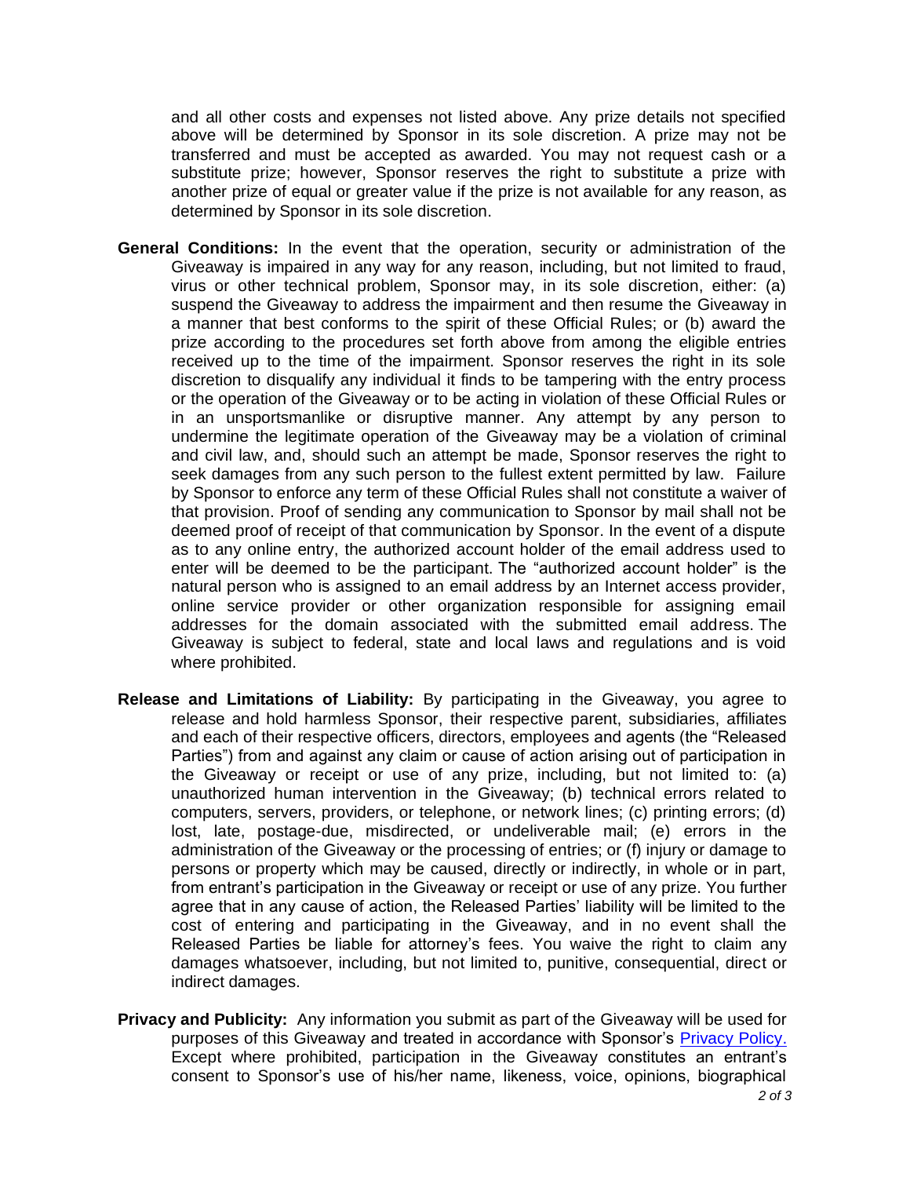and all other costs and expenses not listed above. Any prize details not specified above will be determined by Sponsor in its sole discretion. A prize may not be transferred and must be accepted as awarded. You may not request cash or a substitute prize; however, Sponsor reserves the right to substitute a prize with another prize of equal or greater value if the prize is not available for any reason, as determined by Sponsor in its sole discretion.

**General Conditions:** In the event that the operation, security or administration of the Giveaway is impaired in any way for any reason, including, but not limited to fraud, virus or other technical problem, Sponsor may, in its sole discretion, either: (a) suspend the Giveaway to address the impairment and then resume the Giveaway in a manner that best conforms to the spirit of these Official Rules; or (b) award the prize according to the procedures set forth above from among the eligible entries received up to the time of the impairment. Sponsor reserves the right in its sole discretion to disqualify any individual it finds to be tampering with the entry process or the operation of the Giveaway or to be acting in violation of these Official Rules or in an unsportsmanlike or disruptive manner. Any attempt by any person to undermine the legitimate operation of the Giveaway may be a violation of criminal and civil law, and, should such an attempt be made, Sponsor reserves the right to seek damages from any such person to the fullest extent permitted by law. Failure by Sponsor to enforce any term of these Official Rules shall not constitute a waiver of that provision. Proof of sending any communication to Sponsor by mail shall not be deemed proof of receipt of that communication by Sponsor. In the event of a dispute as to any online entry, the authorized account holder of the email address used to enter will be deemed to be the participant. The "authorized account holder" is the natural person who is assigned to an email address by an Internet access provider, online service provider or other organization responsible for assigning email addresses for the domain associated with the submitted email address. The Giveaway is subject to federal, state and local laws and regulations and is void where prohibited.

**Release and Limitations of Liability:** By participating in the Giveaway, you agree to release and hold harmless Sponsor, their respective parent, subsidiaries, affiliates and each of their respective officers, directors, employees and agents (the "Released Parties") from and against any claim or cause of action arising out of participation in the Giveaway or receipt or use of any prize, including, but not limited to: (a) unauthorized human intervention in the Giveaway; (b) technical errors related to computers, servers, providers, or telephone, or network lines; (c) printing errors; (d) lost, late, postage-due, misdirected, or undeliverable mail; (e) errors in the administration of the Giveaway or the processing of entries; or (f) injury or damage to persons or property which may be caused, directly or indirectly, in whole or in part, from entrant's participation in the Giveaway or receipt or use of any prize. You further agree that in any cause of action, the Released Parties' liability will be limited to the cost of entering and participating in the Giveaway, and in no event shall the Released Parties be liable for attorney's fees. You waive the right to claim any damages whatsoever, including, but not limited to, punitive, consequential, direct or indirect damages.

**Privacy and Publicity:** Any information you submit as part of the Giveaway will be used for purposes of this Giveaway and treated in accordance with Sponsor's Privacy Policy. Except where prohibited, participation in the Giveaway constitutes an entrant's consent to Sponsor's use of his/her name, likeness, voice, opinions, biographical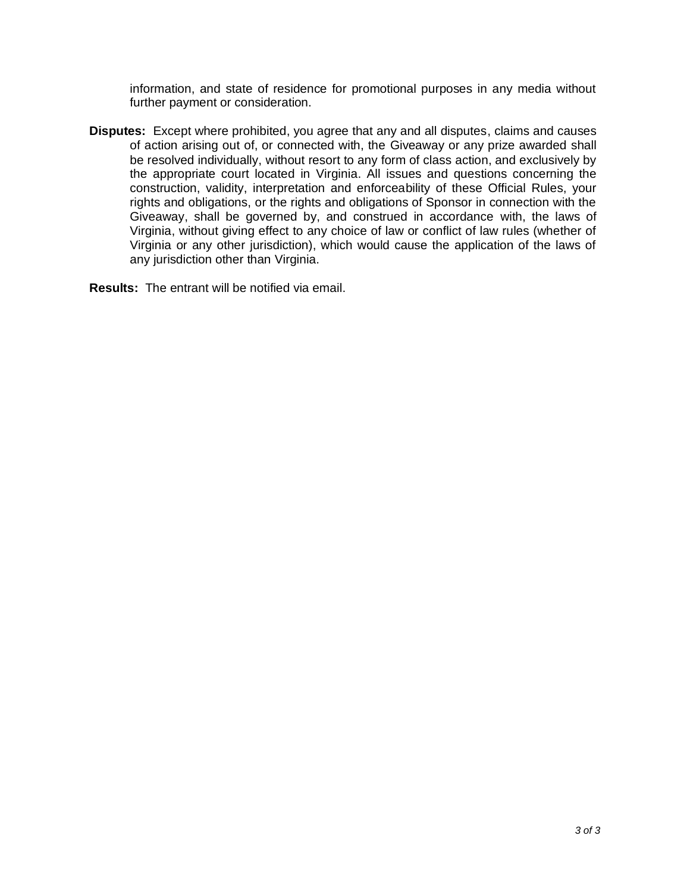information, and state of residence for promotional purposes in any media without further payment or consideration.

**Disputes:** Except where prohibited, you agree that any and all disputes, claims and causes of action arising out of, or connected with, the Giveaway or any prize awarded shall be resolved individually, without resort to any form of class action, and exclusively by the appropriate court located in Virginia. All issues and questions concerning the construction, validity, interpretation and enforceability of these Official Rules, your rights and obligations, or the rights and obligations of Sponsor in connection with the Giveaway, shall be governed by, and construed in accordance with, the laws of Virginia, without giving effect to any choice of law or conflict of law rules (whether of Virginia or any other jurisdiction), which would cause the application of the laws of any jurisdiction other than Virginia.

**Results:** The entrant will be notified via email.